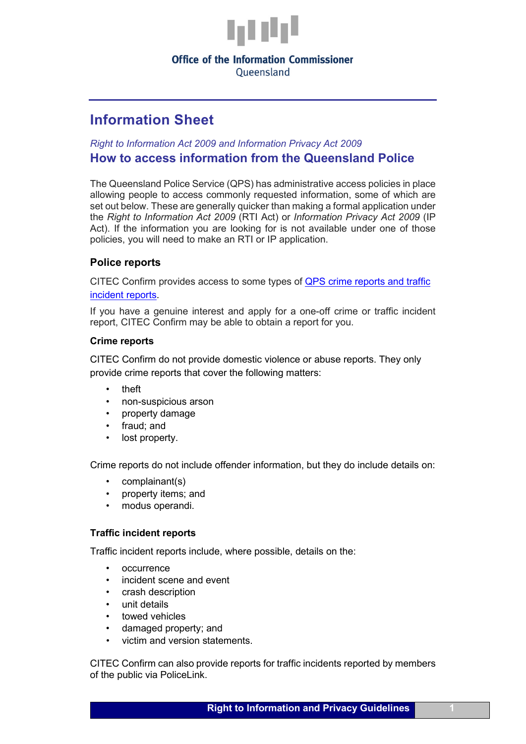Office of the Information Commissioner
Queensland

# Information Sheet

*Right to Information Act 2009 and Information Privacy Act 2009*

## How to access information from the Queensland Police

The Queensland Police Service (QPS) has administrative access policies in place allowing people to access commonly requested information, some of which are set out below. These are generally quicker than making a formal application under the *Right to Information Act 2009* (RTI Act) or *Information Privacy Act 2009* (IP Act). If the information you are looking for is not available under one of those policies, you will need to make an RTI or IP application.

### Police reports

CITEC Confirm provides access to some types of [QPS crime reports and traffic incident reports](#).

If you have a genuine interest and apply for a one-off crime or traffic incident report, CITEC Confirm may be able to obtain a report for you.

#### Crime reports

CITEC Confirm do not provide domestic violence or abuse reports. They only provide crime reports that cover the following matters:

- theft
- non-suspicious arson
- property damage
- fraud; and
- lost property.

Crime reports do not include offender information, but they do include details on:

- complainant(s)
- property items; and
- modus operandi.

#### Traffic incident reports

Traffic incident reports include, where possible, details on the:

- occurrence
- incident scene and event
- crash description
- unit details
- towed vehicles
- damaged property; and
- victim and version statements.

CITEC Confirm can also provide reports for traffic incidents reported by members of the public via PoliceLink.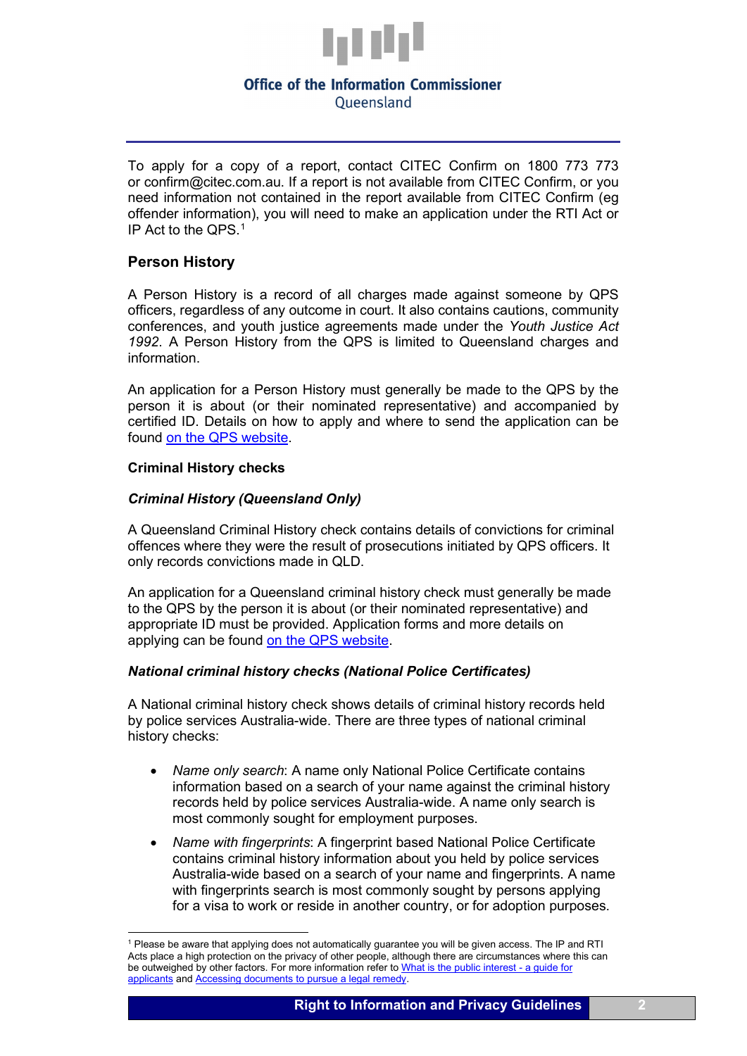To apply for a copy of a report, contact CITEC Confirm on 1800 773 773 or confirm@citec.com.au. If a report is not available from CITEC Confirm, or you need information not contained in the report available from CITEC Confirm (eg offender information), you will need to make an application under the RTI Act or IP Act to the QPS.[1]

## Person History

A Person History is a record of all charges made against someone by QPS officers, regardless of any outcome in court. It also contains cautions, community conferences, and youth justice agreements made under the *Youth Justice Act 1992*. A Person History from the QPS is limited to Queensland charges and information.

An application for a Person History must generally be made to the QPS by the person it is about (or their nominated representative) and accompanied by certified ID. Details on how to apply and where to send the application can be found on the QPS website.

### Criminal History checks

#### *Criminal History (Queensland Only)*

A Queensland Criminal History check contains details of convictions for criminal offences where they were the result of prosecutions initiated by QPS officers. It only records convictions made in QLD.

An application for a Queensland criminal history check must generally be made to the QPS by the person it is about (or their nominated representative) and appropriate ID must be provided. Application forms and more details on applying can be found on the QPS website.

#### *National criminal history checks (National Police Certificates)*

A National criminal history check shows details of criminal history records held by police services Australia-wide. There are three types of national criminal history checks:

- *Name only search*: A name only National Police Certificate contains information based on a search of your name against the criminal history records held by police services Australia-wide. A name only search is most commonly sought for employment purposes.
- *Name with fingerprints*: A fingerprint based National Police Certificate contains criminal history information about you held by police services Australia-wide based on a search of your name and fingerprints. A name with fingerprints search is most commonly sought by persons applying for a visa to work or reside in another country, or for adoption purposes.

---

[1] Please be aware that applying does not automatically guarantee you will be given access. The IP and RTI Acts place a high protection on the privacy of other people, although there are circumstances where this can be outweighed by other factors. For more information refer to What is the public interest - a guide for applicants and Accessing documents to pursue a legal remedy.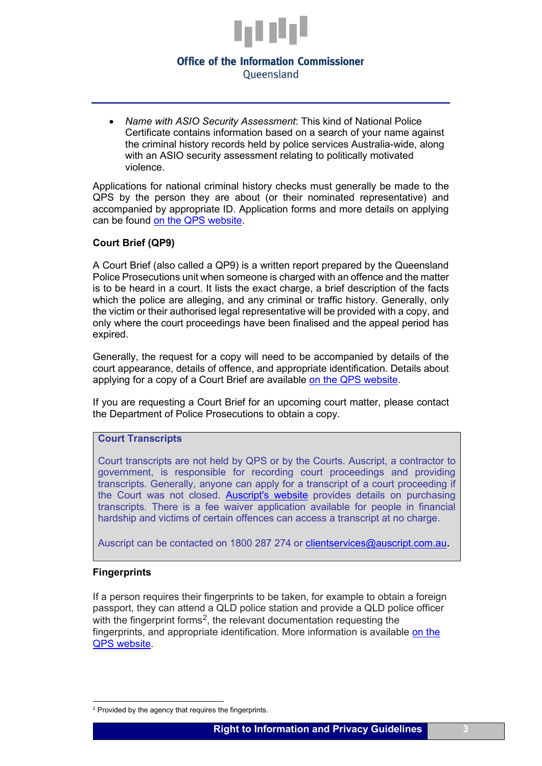- *Name with ASIO Security Assessment*: This kind of National Police Certificate contains information based on a search of your name against the criminal history records held by police services Australia-wide, along with an ASIO security assessment relating to politically motivated violence.

Applications for national criminal history checks must generally be made to the QPS by the person they are about (or their nominated representative) and accompanied by appropriate ID. Application forms and more details on applying can be found on the QPS website.

**Court Brief (QP9)**

A Court Brief (also called a QP9) is a written report prepared by the Queensland Police Prosecutions unit when someone is charged with an offence and the matter is to be heard in a court. It lists the exact charge, a brief description of the facts which the police are alleging, and any criminal or traffic history. Generally, only the victim or their authorised legal representative will be provided with a copy, and only where the court proceedings have been finalised and the appeal period has expired.

Generally, the request for a copy will need to be accompanied by details of the court appearance, details of offence, and appropriate identification. Details about applying for a copy of a Court Brief are available on the QPS website.

If you are requesting a Court Brief for an upcoming court matter, please contact the Department of Police Prosecutions to obtain a copy.

> **Court Transcripts**
>
> Court transcripts are not held by QPS or by the Courts. Auscript, a contractor to government, is responsible for recording court proceedings and providing transcripts. Generally, anyone can apply for a transcript of a court proceeding if the Court was not closed. Auscript's website provides details on purchasing transcripts. There is a fee waiver application available for people in financial hardship and victims of certain offences can access a transcript at no charge.
>
> Auscript can be contacted on 1800 287 274 or clientservices@auscript.com.au.

**Fingerprints**

If a person requires their fingerprints to be taken, for example to obtain a foreign passport, they can attend a QLD police station and provide a QLD police officer with the fingerprint forms[2], the relevant documentation requesting the fingerprints, and appropriate identification. More information is available on the QPS website.

[2] Provided by the agency that requires the fingerprints.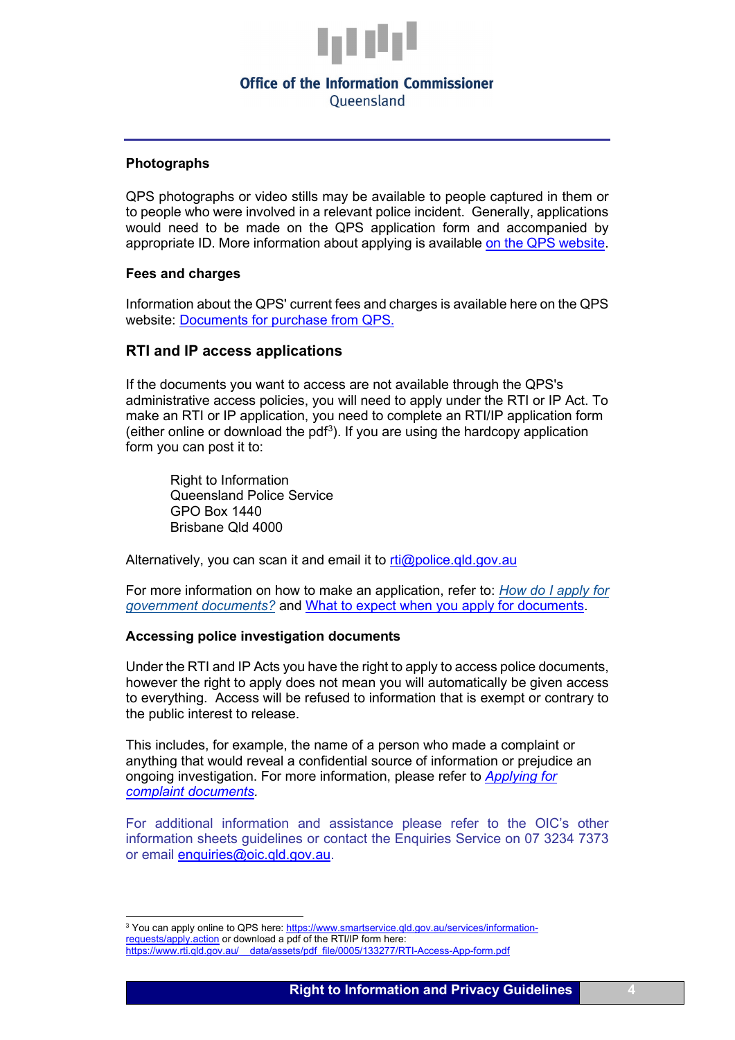### Photographs

QPS photographs or video stills may be available to people captured in them or to people who were involved in a relevant police incident. Generally, applications would need to be made on the QPS application form and accompanied by appropriate ID. More information about applying is available on the QPS website.

### Fees and charges

Information about the QPS' current fees and charges is available here on the QPS website: Documents for purchase from QPS.

## RTI and IP access applications

If the documents you want to access are not available through the QPS's administrative access policies, you will need to apply under the RTI or IP Act. To make an RTI or IP application, you need to complete an RTI/IP application form (either online or download the pdf[3]). If you are using the hardcopy application form you can post it to:

> Right to Information
> Queensland Police Service
> GPO Box 1440
> Brisbane Qld 4000

Alternatively, you can scan it and email it to rti@police.qld.gov.au

For more information on how to make an application, refer to: *How do I apply for government documents?* and What to expect when you apply for documents.

### Accessing police investigation documents

Under the RTI and IP Acts you have the right to apply to access police documents, however the right to apply does not mean you will automatically be given access to everything. Access will be refused to information that is exempt or contrary to the public interest to release.

This includes, for example, the name of a person who made a complaint or anything that would reveal a confidential source of information or prejudice an ongoing investigation. For more information, please refer to *Applying for complaint documents*.

For additional information and assistance please refer to the OIC's other information sheets guidelines or contact the Enquiries Service on 07 3234 7373 or email enquiries@oic.qld.gov.au.

---

[3] You can apply online to QPS here: https://www.smartservice.qld.gov.au/services/information-requests/apply.action or download a pdf of the RTI/IP form here: https://www.rti.qld.gov.au/__data/assets/pdf_file/0005/133277/RTI-Access-App-form.pdf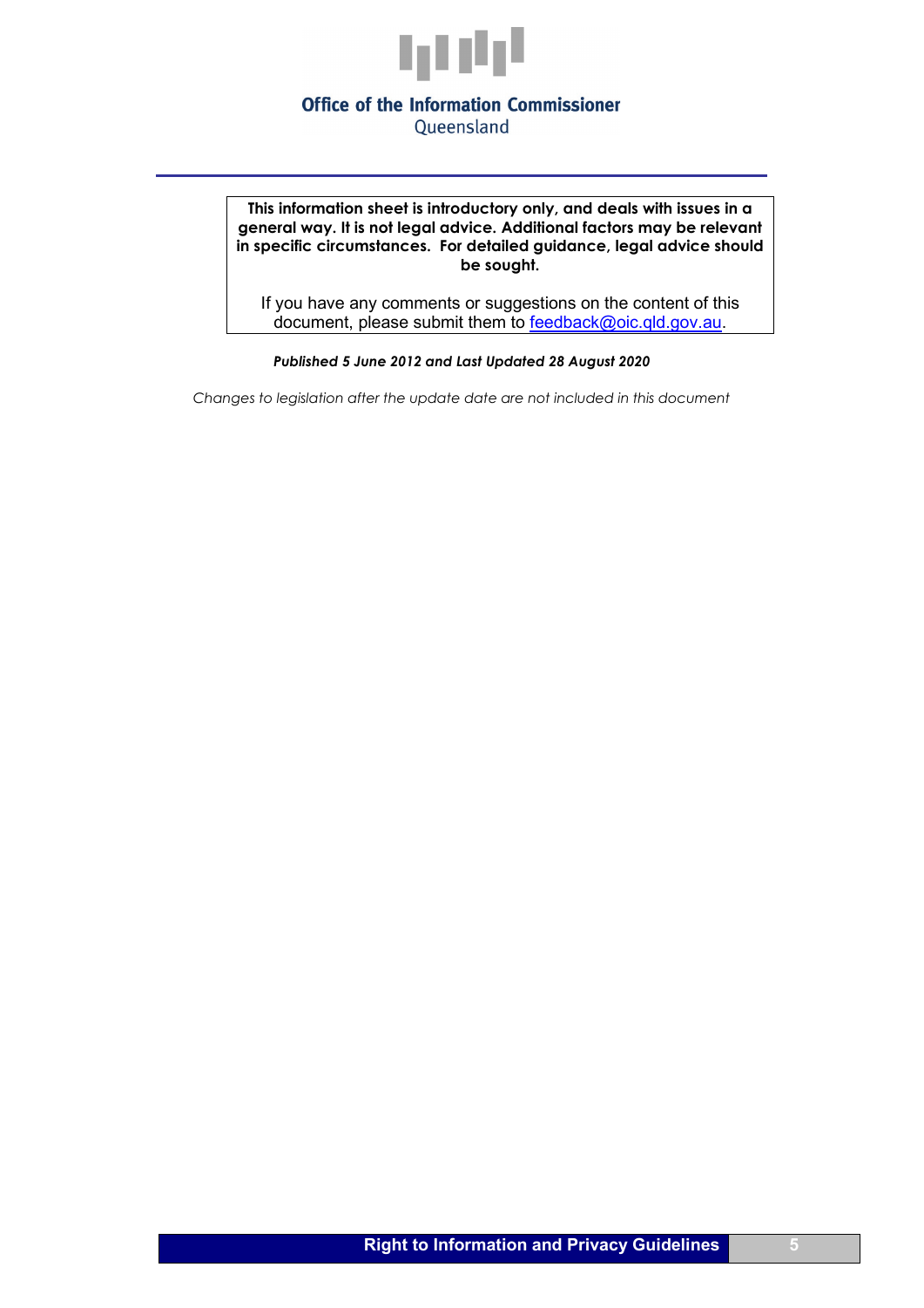Office of the Information Commissioner
Queensland

**This information sheet is introductory only, and deals with issues in a general way. It is not legal advice. Additional factors may be relevant in specific circumstances. For detailed guidance, legal advice should be sought.**

If you have any comments or suggestions on the content of this document, please submit them to feedback@oic.qld.gov.au.

***Published 5 June 2012 and Last Updated 28 August 2020***

*Changes to legislation after the update date are not included in this document*